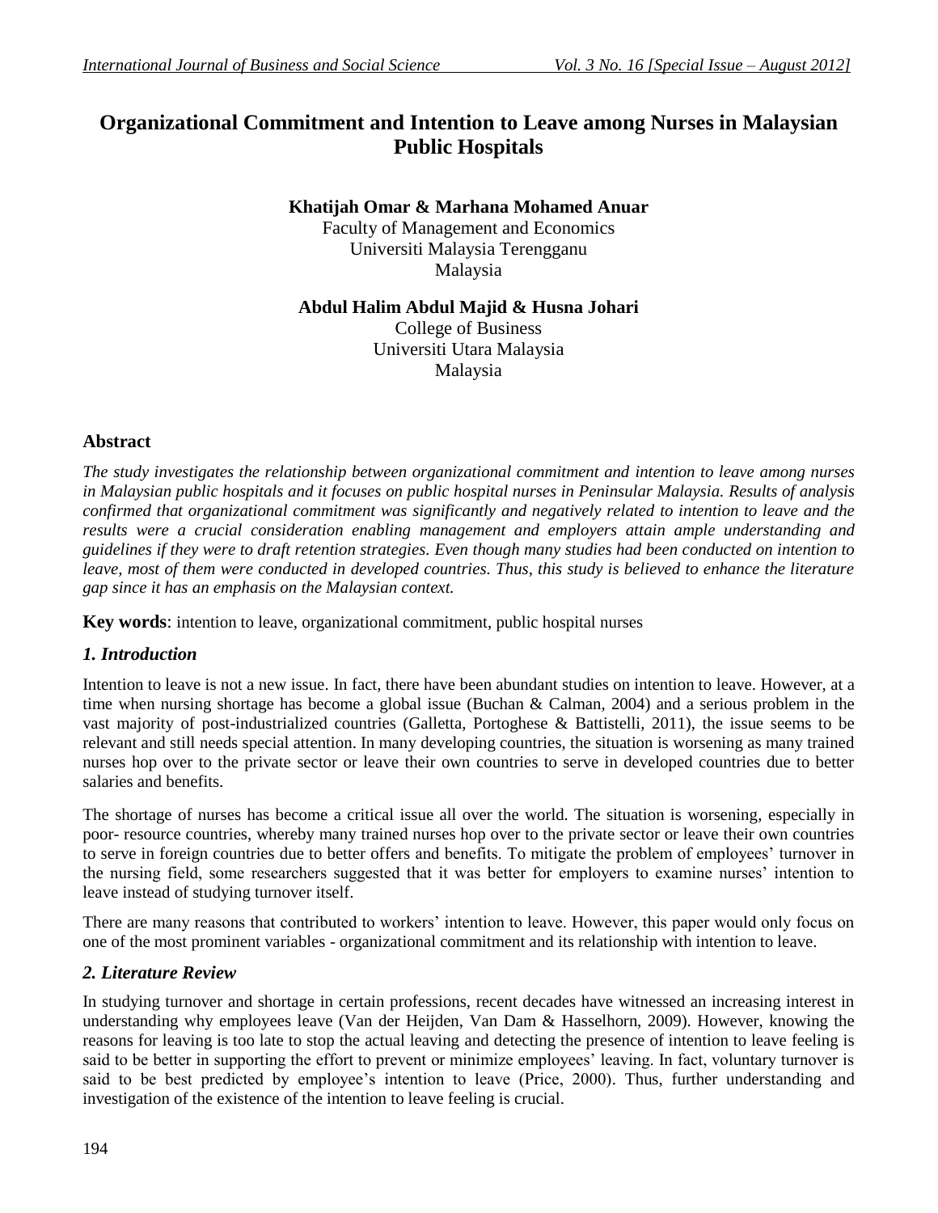# Organizational Commitment and Intention to Leave among Nurses in Malaysian Public Hospitals

**Khatijah Omar & Marhana Mohamed Anuar**
Faculty of Management and Economics
Universiti Malaysia Terengganu
Malaysia

**Abdul Halim Abdul Majid & Husna Johari**
College of Business
Universiti Utara Malaysia
Malaysia

## Abstract

*The study investigates the relationship between organizational commitment and intention to leave among nurses in Malaysian public hospitals and it focuses on public hospital nurses in Peninsular Malaysia. Results of analysis confirmed that organizational commitment was significantly and negatively related to intention to leave and the results were a crucial consideration enabling management and employers attain ample understanding and guidelines if they were to draft retention strategies. Even though many studies had been conducted on intention to leave, most of them were conducted in developed countries. Thus, this study is believed to enhance the literature gap since it has an emphasis on the Malaysian context.*

**Key words**: intention to leave, organizational commitment, public hospital nurses

## *1. Introduction*

Intention to leave is not a new issue. In fact, there have been abundant studies on intention to leave. However, at a time when nursing shortage has become a global issue (Buchan & Calman, 2004) and a serious problem in the vast majority of post-industrialized countries (Galletta, Portoghese & Battistelli, 2011), the issue seems to be relevant and still needs special attention. In many developing countries, the situation is worsening as many trained nurses hop over to the private sector or leave their own countries to serve in developed countries due to better salaries and benefits.

The shortage of nurses has become a critical issue all over the world. The situation is worsening, especially in poor- resource countries, whereby many trained nurses hop over to the private sector or leave their own countries to serve in foreign countries due to better offers and benefits. To mitigate the problem of employees' turnover in the nursing field, some researchers suggested that it was better for employers to examine nurses' intention to leave instead of studying turnover itself.

There are many reasons that contributed to workers' intention to leave. However, this paper would only focus on one of the most prominent variables - organizational commitment and its relationship with intention to leave.

## *2. Literature Review*

In studying turnover and shortage in certain professions, recent decades have witnessed an increasing interest in understanding why employees leave (Van der Heijden, Van Dam & Hasselhorn, 2009). However, knowing the reasons for leaving is too late to stop the actual leaving and detecting the presence of intention to leave feeling is said to be better in supporting the effort to prevent or minimize employees' leaving. In fact, voluntary turnover is said to be best predicted by employee's intention to leave (Price, 2000). Thus, further understanding and investigation of the existence of the intention to leave feeling is crucial.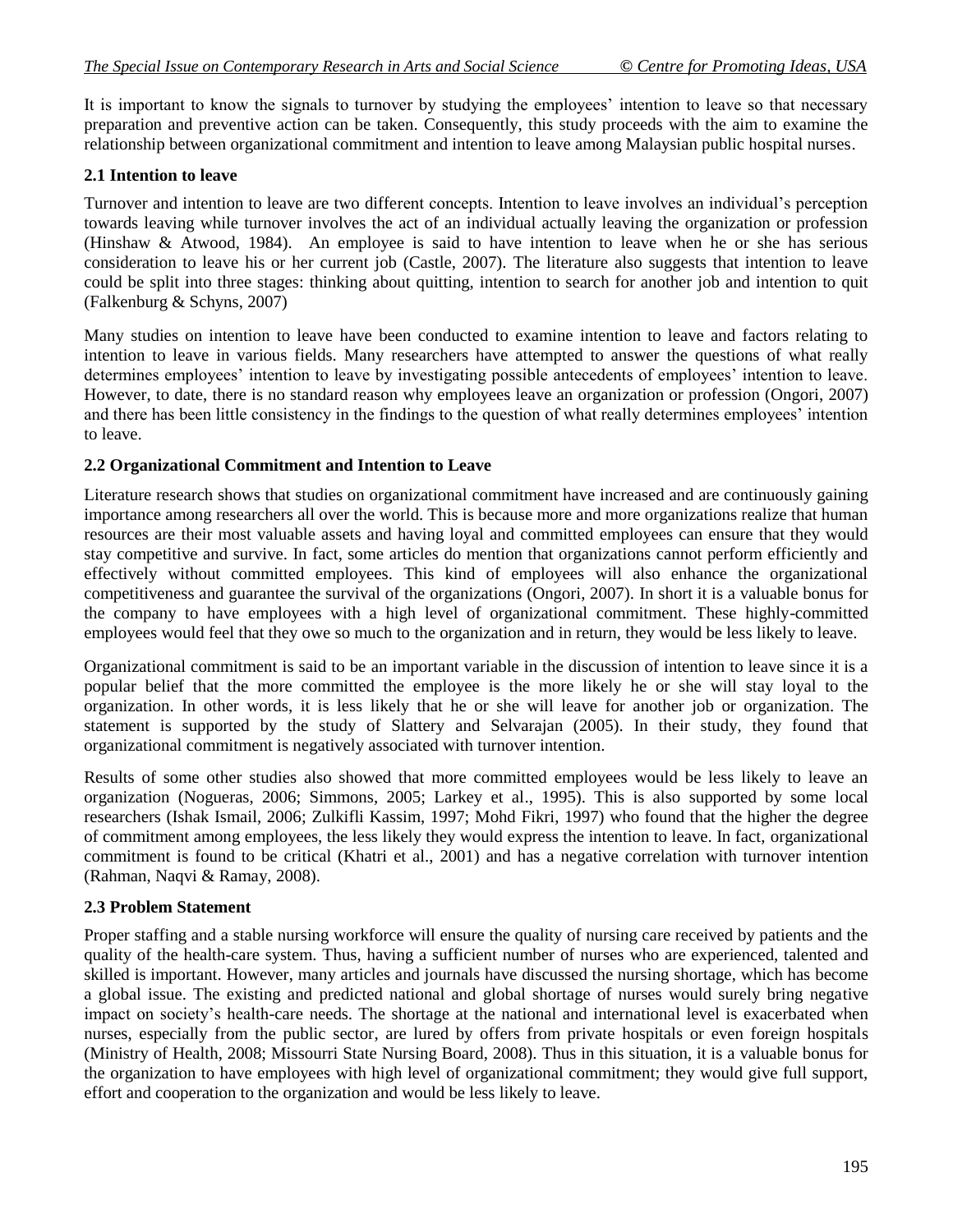It is important to know the signals to turnover by studying the employees' intention to leave so that necessary preparation and preventive action can be taken. Consequently, this study proceeds with the aim to examine the relationship between organizational commitment and intention to leave among Malaysian public hospital nurses.

### 2.1 Intention to leave

Turnover and intention to leave are two different concepts. Intention to leave involves an individual's perception towards leaving while turnover involves the act of an individual actually leaving the organization or profession (Hinshaw & Atwood, 1984). An employee is said to have intention to leave when he or she has serious consideration to leave his or her current job (Castle, 2007). The literature also suggests that intention to leave could be split into three stages: thinking about quitting, intention to search for another job and intention to quit (Falkenburg & Schyns, 2007)

Many studies on intention to leave have been conducted to examine intention to leave and factors relating to intention to leave in various fields. Many researchers have attempted to answer the questions of what really determines employees' intention to leave by investigating possible antecedents of employees' intention to leave. However, to date, there is no standard reason why employees leave an organization or profession (Ongori, 2007) and there has been little consistency in the findings to the question of what really determines employees' intention to leave.

### 2.2 Organizational Commitment and Intention to Leave

Literature research shows that studies on organizational commitment have increased and are continuously gaining importance among researchers all over the world. This is because more and more organizations realize that human resources are their most valuable assets and having loyal and committed employees can ensure that they would stay competitive and survive. In fact, some articles do mention that organizations cannot perform efficiently and effectively without committed employees. This kind of employees will also enhance the organizational competitiveness and guarantee the survival of the organizations (Ongori, 2007). In short it is a valuable bonus for the company to have employees with a high level of organizational commitment. These highly-committed employees would feel that they owe so much to the organization and in return, they would be less likely to leave.

Organizational commitment is said to be an important variable in the discussion of intention to leave since it is a popular belief that the more committed the employee is the more likely he or she will stay loyal to the organization. In other words, it is less likely that he or she will leave for another job or organization. The statement is supported by the study of Slattery and Selvarajan (2005). In their study, they found that organizational commitment is negatively associated with turnover intention.

Results of some other studies also showed that more committed employees would be less likely to leave an organization (Nogueras, 2006; Simmons, 2005; Larkey et al., 1995). This is also supported by some local researchers (Ishak Ismail, 2006; Zulkifli Kassim, 1997; Mohd Fikri, 1997) who found that the higher the degree of commitment among employees, the less likely they would express the intention to leave. In fact, organizational commitment is found to be critical (Khatri et al., 2001) and has a negative correlation with turnover intention (Rahman, Naqvi & Ramay, 2008).

### 2.3 Problem Statement

Proper staffing and a stable nursing workforce will ensure the quality of nursing care received by patients and the quality of the health-care system. Thus, having a sufficient number of nurses who are experienced, talented and skilled is important. However, many articles and journals have discussed the nursing shortage, which has become a global issue. The existing and predicted national and global shortage of nurses would surely bring negative impact on society's health-care needs. The shortage at the national and international level is exacerbated when nurses, especially from the public sector, are lured by offers from private hospitals or even foreign hospitals (Ministry of Health, 2008; Missourri State Nursing Board, 2008). Thus in this situation, it is a valuable bonus for the organization to have employees with high level of organizational commitment; they would give full support, effort and cooperation to the organization and would be less likely to leave.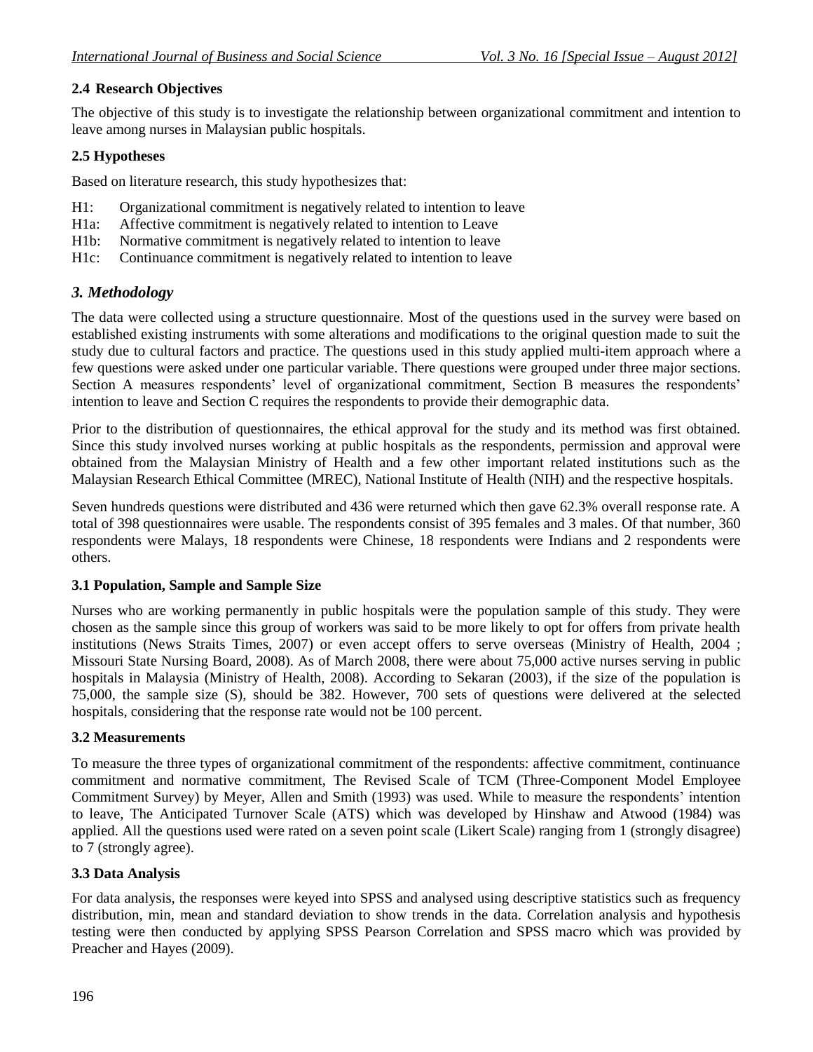### 2.4 Research Objectives

The objective of this study is to investigate the relationship between organizational commitment and intention to leave among nurses in Malaysian public hospitals.

### 2.5 Hypotheses

Based on literature research, this study hypothesizes that:

H1: Organizational commitment is negatively related to intention to leave
H1a: Affective commitment is negatively related to intention to Leave
H1b: Normative commitment is negatively related to intention to leave
H1c: Continuance commitment is negatively related to intention to leave

## *3. Methodology*

The data were collected using a structure questionnaire. Most of the questions used in the survey were based on established existing instruments with some alterations and modifications to the original question made to suit the study due to cultural factors and practice. The questions used in this study applied multi-item approach where a few questions were asked under one particular variable. There questions were grouped under three major sections. Section A measures respondents' level of organizational commitment, Section B measures the respondents' intention to leave and Section C requires the respondents to provide their demographic data.

Prior to the distribution of questionnaires, the ethical approval for the study and its method was first obtained. Since this study involved nurses working at public hospitals as the respondents, permission and approval were obtained from the Malaysian Ministry of Health and a few other important related institutions such as the Malaysian Research Ethical Committee (MREC), National Institute of Health (NIH) and the respective hospitals.

Seven hundreds questions were distributed and 436 were returned which then gave 62.3% overall response rate. A total of 398 questionnaires were usable. The respondents consist of 395 females and 3 males. Of that number, 360 respondents were Malays, 18 respondents were Chinese, 18 respondents were Indians and 2 respondents were others.

### 3.1 Population, Sample and Sample Size

Nurses who are working permanently in public hospitals were the population sample of this study. They were chosen as the sample since this group of workers was said to be more likely to opt for offers from private health institutions (News Straits Times, 2007) or even accept offers to serve overseas (Ministry of Health, 2004 ; Missouri State Nursing Board, 2008). As of March 2008, there were about 75,000 active nurses serving in public hospitals in Malaysia (Ministry of Health, 2008). According to Sekaran (2003), if the size of the population is 75,000, the sample size (S), should be 382. However, 700 sets of questions were delivered at the selected hospitals, considering that the response rate would not be 100 percent.

### 3.2 Measurements

To measure the three types of organizational commitment of the respondents: affective commitment, continuance commitment and normative commitment, The Revised Scale of TCM (Three-Component Model Employee Commitment Survey) by Meyer, Allen and Smith (1993) was used. While to measure the respondents' intention to leave, The Anticipated Turnover Scale (ATS) which was developed by Hinshaw and Atwood (1984) was applied. All the questions used were rated on a seven point scale (Likert Scale) ranging from 1 (strongly disagree) to 7 (strongly agree).

### 3.3 Data Analysis

For data analysis, the responses were keyed into SPSS and analysed using descriptive statistics such as frequency distribution, min, mean and standard deviation to show trends in the data. Correlation analysis and hypothesis testing were then conducted by applying SPSS Pearson Correlation and SPSS macro which was provided by Preacher and Hayes (2009).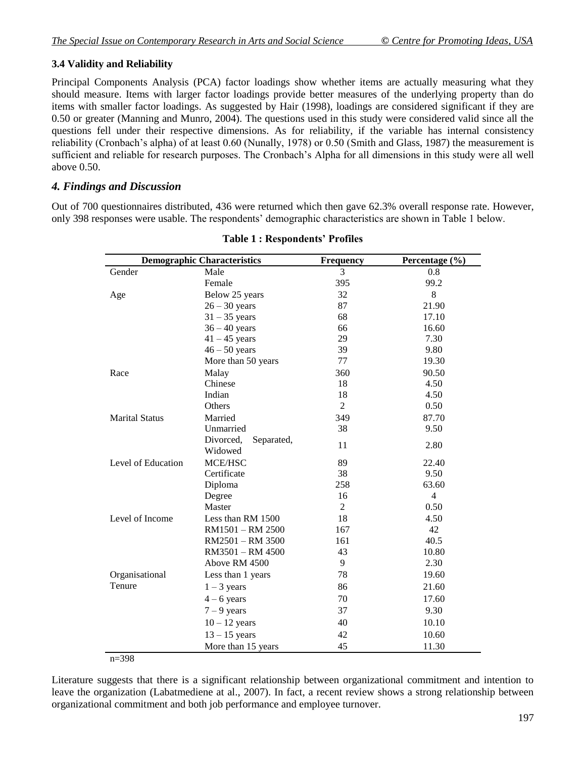### 3.4 Validity and Reliability

Principal Components Analysis (PCA) factor loadings show whether items are actually measuring what they should measure. Items with larger factor loadings provide better measures of the underlying property than do items with smaller factor loadings. As suggested by Hair (1998), loadings are considered significant if they are 0.50 or greater (Manning and Munro, 2004). The questions used in this study were considered valid since all the questions fell under their respective dimensions. As for reliability, if the variable has internal consistency reliability (Cronbach's alpha) of at least 0.60 (Nunally, 1978) or 0.50 (Smith and Glass, 1987) the measurement is sufficient and reliable for research purposes. The Cronbach's Alpha for all dimensions in this study were all well above 0.50.

## *4. Findings and Discussion*

Out of 700 questionnaires distributed, 436 were returned which then gave 62.3% overall response rate. However, only 398 responses were usable. The respondents' demographic characteristics are shown in Table 1 below.

**Table 1 : Respondents' Profiles**

| Demographic Characteristics | | Frequency | Percentage (%) |
|---|---|---|---|
| Gender | Male | 3 | 0.8 |
| | Female | 395 | 99.2 |
| Age | Below 25 years | 32 | 8 |
| | 26 – 30 years | 87 | 21.90 |
| | 31 – 35 years | 68 | 17.10 |
| | 36 – 40 years | 66 | 16.60 |
| | 41 – 45 years | 29 | 7.30 |
| | 46 – 50 years | 39 | 9.80 |
| | More than 50 years | 77 | 19.30 |
| Race | Malay | 360 | 90.50 |
| | Chinese | 18 | 4.50 |
| | Indian | 18 | 4.50 |
| | Others | 2 | 0.50 |
| Marital Status | Married | 349 | 87.70 |
| | Unmarried | 38 | 9.50 |
| | Divorced, Separated, Widowed | 11 | 2.80 |
| Level of Education | MCE/HSC | 89 | 22.40 |
| | Certificate | 38 | 9.50 |
| | Diploma | 258 | 63.60 |
| | Degree | 16 | 4 |
| | Master | 2 | 0.50 |
| Level of Income | Less than RM 1500 | 18 | 4.50 |
| | RM1501 – RM 2500 | 167 | 42 |
| | RM2501 – RM 3500 | 161 | 40.5 |
| | RM3501 – RM 4500 | 43 | 10.80 |
| | Above RM 4500 | 9 | 2.30 |
| Organisational Tenure | Less than 1 years | 78 | 19.60 |
| | 1 – 3 years | 86 | 21.60 |
| | 4 – 6 years | 70 | 17.60 |
| | 7 – 9 years | 37 | 9.30 |
| | 10 – 12 years | 40 | 10.10 |
| | 13 – 15 years | 42 | 10.60 |
| | More than 15 years | 45 | 11.30 |

n=398

Literature suggests that there is a significant relationship between organizational commitment and intention to leave the organization (Labatmediene at al., 2007). In fact, a recent review shows a strong relationship between organizational commitment and both job performance and employee turnover.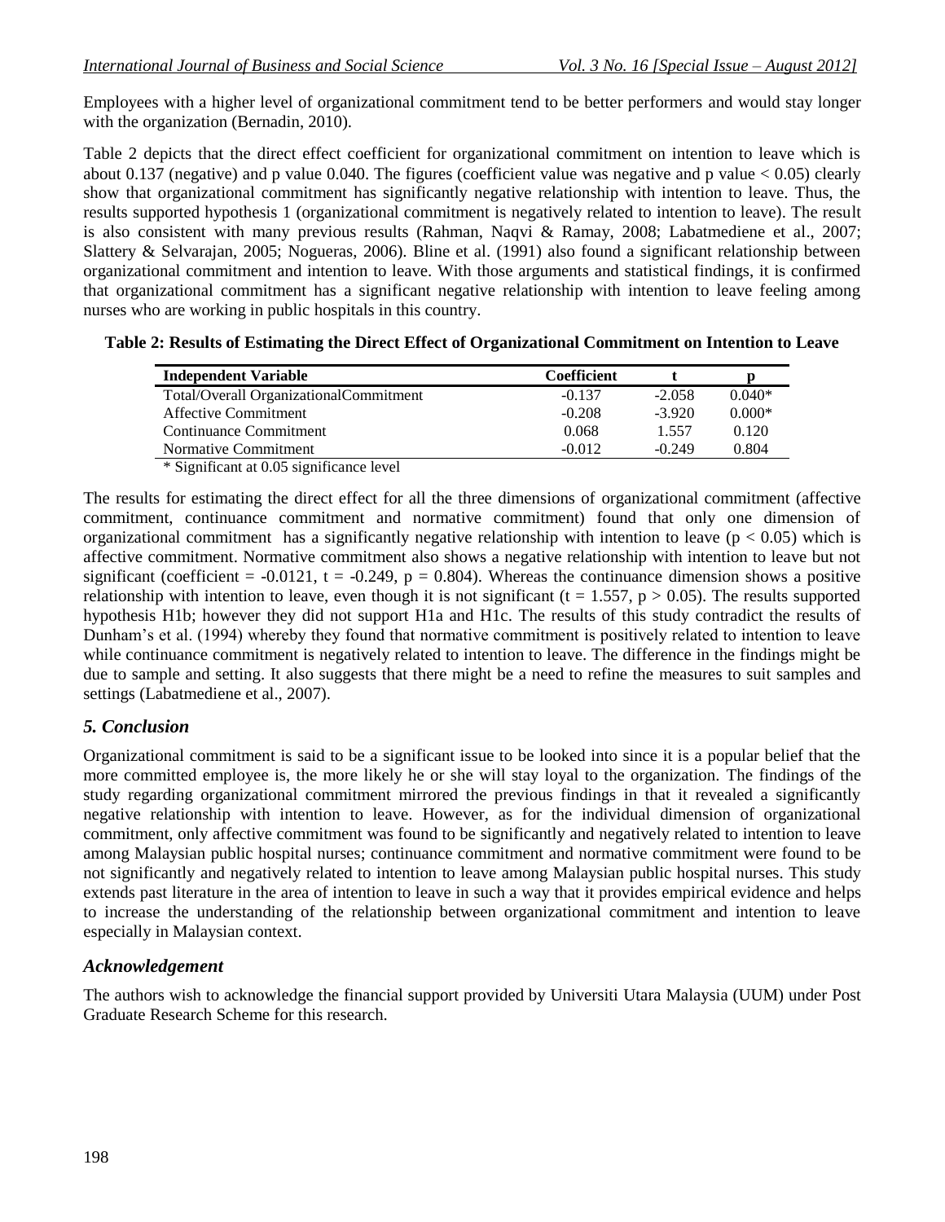Employees with a higher level of organizational commitment tend to be better performers and would stay longer with the organization (Bernadin, 2010).

Table 2 depicts that the direct effect coefficient for organizational commitment on intention to leave which is about 0.137 (negative) and p value 0.040. The figures (coefficient value was negative and p value $< 0.05$) clearly show that organizational commitment has significantly negative relationship with intention to leave. Thus, the results supported hypothesis 1 (organizational commitment is negatively related to intention to leave). The result is also consistent with many previous results (Rahman, Naqvi & Ramay, 2008; Labatmediene et al., 2007; Slattery & Selvarajan, 2005; Nogueras, 2006). Bline et al. (1991) also found a significant relationship between organizational commitment and intention to leave. With those arguments and statistical findings, it is confirmed that organizational commitment has a significant negative relationship with intention to leave feeling among nurses who are working in public hospitals in this country.

**Table 2: Results of Estimating the Direct Effect of Organizational Commitment on Intention to Leave**

| Independent Variable | Coefficient | t | p |
|---|---|---|---|
| Total/Overall OrganizationalCommitment | -0.137 | -2.058 | 0.040* |
| Affective Commitment | -0.208 | -3.920 | 0.000* |
| Continuance Commitment | 0.068 | 1.557 | 0.120 |
| Normative Commitment | -0.012 | -0.249 | 0.804 |

\* Significant at 0.05 significance level

The results for estimating the direct effect for all the three dimensions of organizational commitment (affective commitment, continuance commitment and normative commitment) found that only one dimension of organizational commitment has a significantly negative relationship with intention to leave ($p < 0.05$) which is affective commitment. Normative commitment also shows a negative relationship with intention to leave but not significant (coefficient = -0.0121, $t = -0.249$, $p = 0.804$). Whereas the continuance dimension shows a positive relationship with intention to leave, even though it is not significant ($t = 1.557$, $p > 0.05$). The results supported hypothesis H1b; however they did not support H1a and H1c. The results of this study contradict the results of Dunham's et al. (1994) whereby they found that normative commitment is positively related to intention to leave while continuance commitment is negatively related to intention to leave. The difference in the findings might be due to sample and setting. It also suggests that there might be a need to refine the measures to suit samples and settings (Labatmediene et al., 2007).

## *5. Conclusion*

Organizational commitment is said to be a significant issue to be looked into since it is a popular belief that the more committed employee is, the more likely he or she will stay loyal to the organization. The findings of the study regarding organizational commitment mirrored the previous findings in that it revealed a significantly negative relationship with intention to leave. However, as for the individual dimension of organizational commitment, only affective commitment was found to be significantly and negatively related to intention to leave among Malaysian public hospital nurses; continuance commitment and normative commitment were found to be not significantly and negatively related to intention to leave among Malaysian public hospital nurses. This study extends past literature in the area of intention to leave in such a way that it provides empirical evidence and helps to increase the understanding of the relationship between organizational commitment and intention to leave especially in Malaysian context.

## *Acknowledgement*

The authors wish to acknowledge the financial support provided by Universiti Utara Malaysia (UUM) under Post Graduate Research Scheme for this research.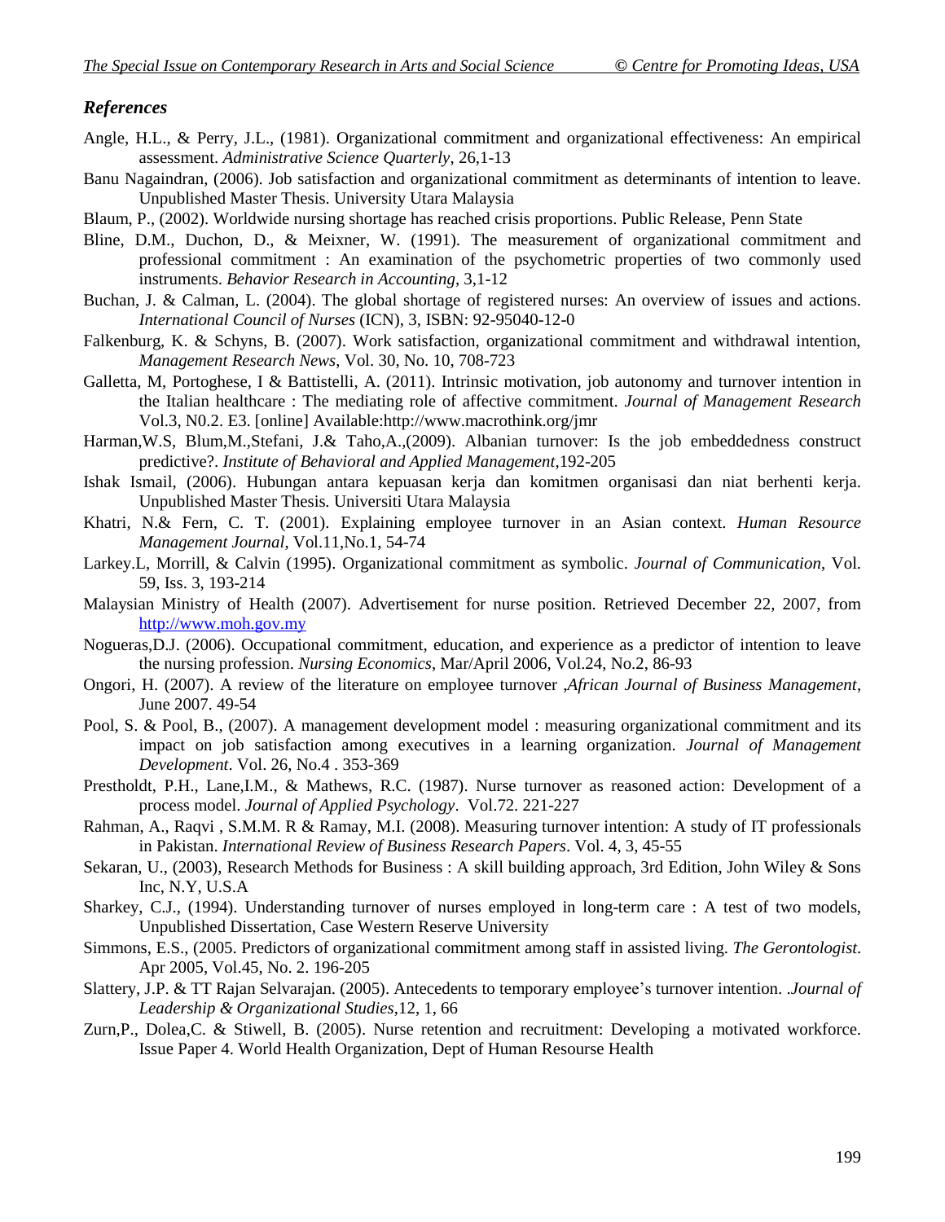## *References*

Angle, H.L., & Perry, J.L., (1981). Organizational commitment and organizational effectiveness: An empirical assessment. *Administrative Science Quarterly*, 26,1-13

Banu Nagaindran, (2006). Job satisfaction and organizational commitment as determinants of intention to leave. Unpublished Master Thesis. University Utara Malaysia

Blaum, P., (2002). Worldwide nursing shortage has reached crisis proportions. Public Release, Penn State

Bline, D.M., Duchon, D., & Meixner, W. (1991). The measurement of organizational commitment and professional commitment : An examination of the psychometric properties of two commonly used instruments. *Behavior Research in Accounting*, 3,1-12

Buchan, J. & Calman, L. (2004). The global shortage of registered nurses: An overview of issues and actions. *International Council of Nurses* (ICN), 3, ISBN: 92-95040-12-0

Falkenburg, K. & Schyns, B. (2007). Work satisfaction, organizational commitment and withdrawal intention, *Management Research News*, Vol. 30, No. 10, 708-723

Galletta, M, Portoghese, I & Battistelli, A. (2011). Intrinsic motivation, job autonomy and turnover intention in the Italian healthcare : The mediating role of affective commitment. *Journal of Management Research* Vol.3, N0.2. E3. [online] Available:http://www.macrothink.org/jmr

Harman,W.S, Blum,M.,Stefani, J.& Taho,A.,(2009). Albanian turnover: Is the job embeddedness construct predictive?. *Institute of Behavioral and Applied Management*,192-205

Ishak Ismail, (2006). Hubungan antara kepuasan kerja dan komitmen organisasi dan niat berhenti kerja. Unpublished Master Thesis. Universiti Utara Malaysia

Khatri, N.& Fern, C. T. (2001). Explaining employee turnover in an Asian context. *Human Resource Management Journal*, Vol.11,No.1, 54-74

Larkey.L, Morrill, & Calvin (1995). Organizational commitment as symbolic. *Journal of Communication*, Vol. 59, Iss. 3, 193-214

Malaysian Ministry of Health (2007). Advertisement for nurse position. Retrieved December 22, 2007, from http://www.moh.gov.my

Nogueras,D.J. (2006). Occupational commitment, education, and experience as a predictor of intention to leave the nursing profession. *Nursing Economics*, Mar/April 2006, Vol.24, No.2, 86-93

Ongori, H. (2007). A review of the literature on employee turnover ,*African Journal of Business Management*, June 2007. 49-54

Pool, S. & Pool, B., (2007). A management development model : measuring organizational commitment and its impact on job satisfaction among executives in a learning organization. *Journal of Management Development*. Vol. 26, No.4 . 353-369

Prestholdt, P.H., Lane,I.M., & Mathews, R.C. (1987). Nurse turnover as reasoned action: Development of a process model. *Journal of Applied Psychology*. Vol.72. 221-227

Rahman, A., Raqvi , S.M.M. R & Ramay, M.I. (2008). Measuring turnover intention: A study of IT professionals in Pakistan. *International Review of Business Research Papers*. Vol. 4, 3, 45-55

Sekaran, U., (2003), Research Methods for Business : A skill building approach, 3rd Edition, John Wiley & Sons Inc, N.Y, U.S.A

Sharkey, C.J., (1994). Understanding turnover of nurses employed in long-term care : A test of two models, Unpublished Dissertation, Case Western Reserve University

Simmons, E.S., (2005. Predictors of organizational commitment among staff in assisted living. *The Gerontologist*. Apr 2005, Vol.45, No. 2. 196-205

Slattery, J.P. & TT Rajan Selvarajan. (2005). Antecedents to temporary employee's turnover intention. .*Journal of Leadership & Organizational Studies*,12, 1, 66

Zurn,P., Dolea,C. & Stiwell, B. (2005). Nurse retention and recruitment: Developing a motivated workforce. Issue Paper 4. World Health Organization, Dept of Human Resourse Health